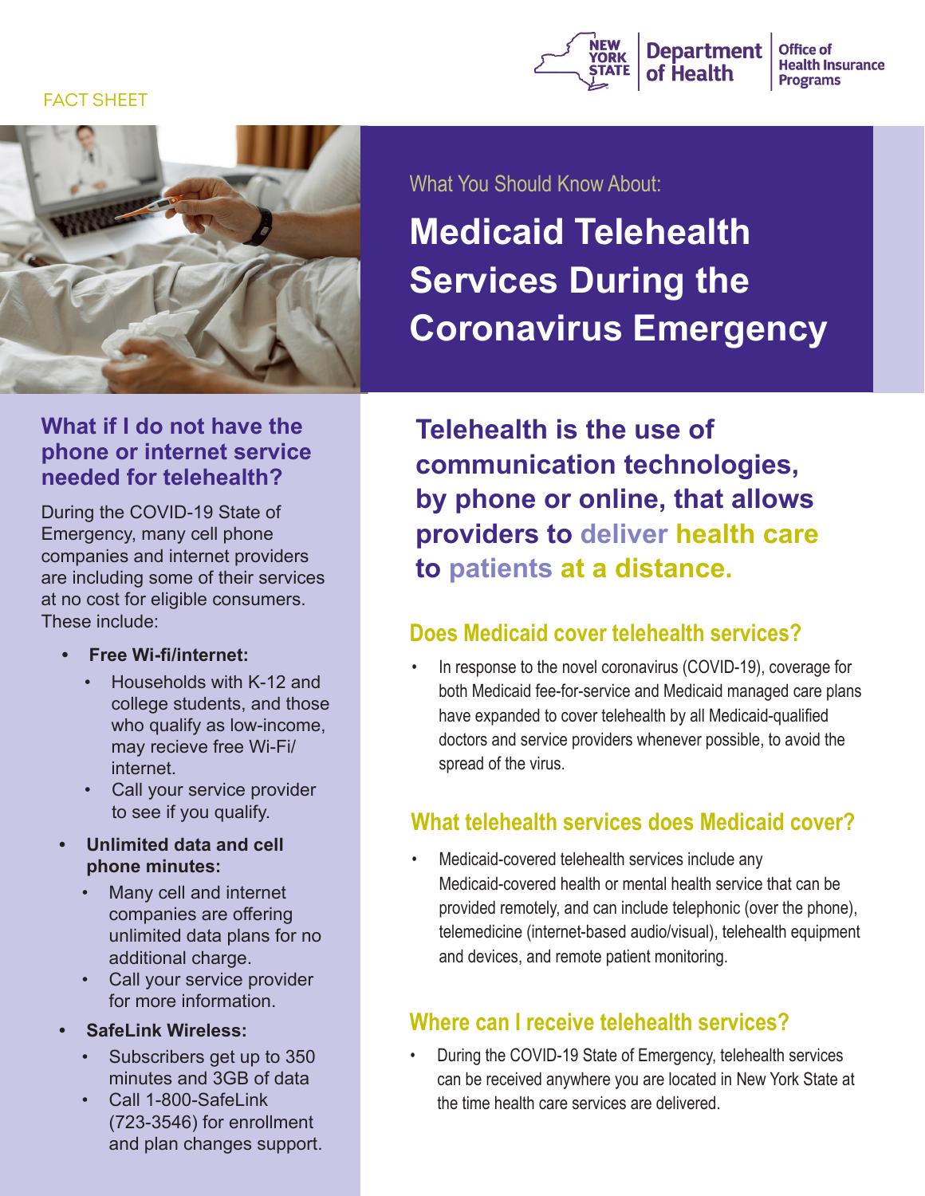FACT SHEET

New York State Department of Health | Office of Health Insurance Programs

What You Should Know About:

# Medicaid Telehealth Services During the Coronavirus Emergency

**Telehealth is the use of communication technologies, by phone or online, that allows providers to deliver health care to patients at a distance.**

## Does Medicaid cover telehealth services?

- In response to the novel coronavirus (COVID-19), coverage for both Medicaid fee-for-service and Medicaid managed care plans have expanded to cover telehealth by all Medicaid-qualified doctors and service providers whenever possible, to avoid the spread of the virus.

## What telehealth services does Medicaid cover?

- Medicaid-covered telehealth services include any Medicaid-covered health or mental health service that can be provided remotely, and can include telephonic (over the phone), telemedicine (internet-based audio/visual), telehealth equipment and devices, and remote patient monitoring.

## Where can I receive telehealth services?

- During the COVID-19 State of Emergency, telehealth services can be received anywhere you are located in New York State at the time health care services are delivered.

## What if I do not have the phone or internet service needed for telehealth?

During the COVID-19 State of Emergency, many cell phone companies and internet providers are including some of their services at no cost for eligible consumers. These include:

- **Free Wi-fi/internet:**
  - Households with K-12 and college students, and those who qualify as low-income, may recieve free Wi-Fi/ internet.
  - Call your service provider to see if you qualify.
- **Unlimited data and cell phone minutes:**
  - Many cell and internet companies are offering unlimited data plans for no additional charge.
  - Call your service provider for more information.
- **SafeLink Wireless:**
  - Subscribers get up to 350 minutes and 3GB of data
  - Call 1-800-SafeLink (723-3546) for enrollment and plan changes support.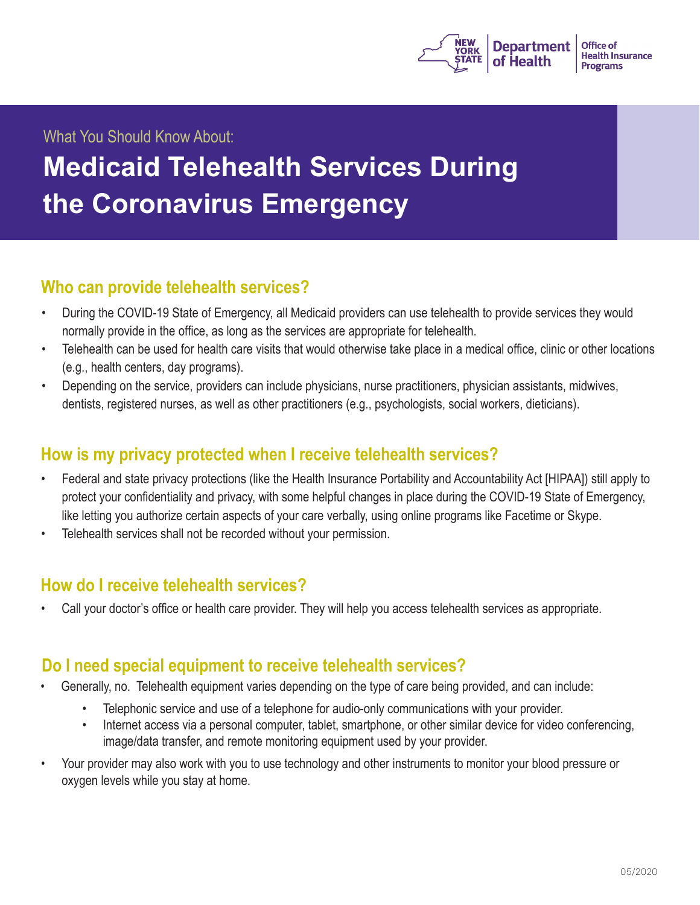What You Should Know About:

# Medicaid Telehealth Services During the Coronavirus Emergency

## Who can provide telehealth services?

- During the COVID-19 State of Emergency, all Medicaid providers can use telehealth to provide services they would normally provide in the office, as long as the services are appropriate for telehealth.
- Telehealth can be used for health care visits that would otherwise take place in a medical office, clinic or other locations (e.g., health centers, day programs).
- Depending on the service, providers can include physicians, nurse practitioners, physician assistants, midwives, dentists, registered nurses, as well as other practitioners (e.g., psychologists, social workers, dieticians).

## How is my privacy protected when I receive telehealth services?

- Federal and state privacy protections (like the Health Insurance Portability and Accountability Act [HIPAA]) still apply to protect your confidentiality and privacy, with some helpful changes in place during the COVID-19 State of Emergency, like letting you authorize certain aspects of your care verbally, using online programs like Facetime or Skype.
- Telehealth services shall not be recorded without your permission.

## How do I receive telehealth services?

- Call your doctor's office or health care provider. They will help you access telehealth services as appropriate.

## Do I need special equipment to receive telehealth services?

- Generally, no. Telehealth equipment varies depending on the type of care being provided, and can include:
  - Telephonic service and use of a telephone for audio-only communications with your provider.
  - Internet access via a personal computer, tablet, smartphone, or other similar device for video conferencing, image/data transfer, and remote monitoring equipment used by your provider.
- Your provider may also work with you to use technology and other instruments to monitor your blood pressure or oxygen levels while you stay at home.

05/2020